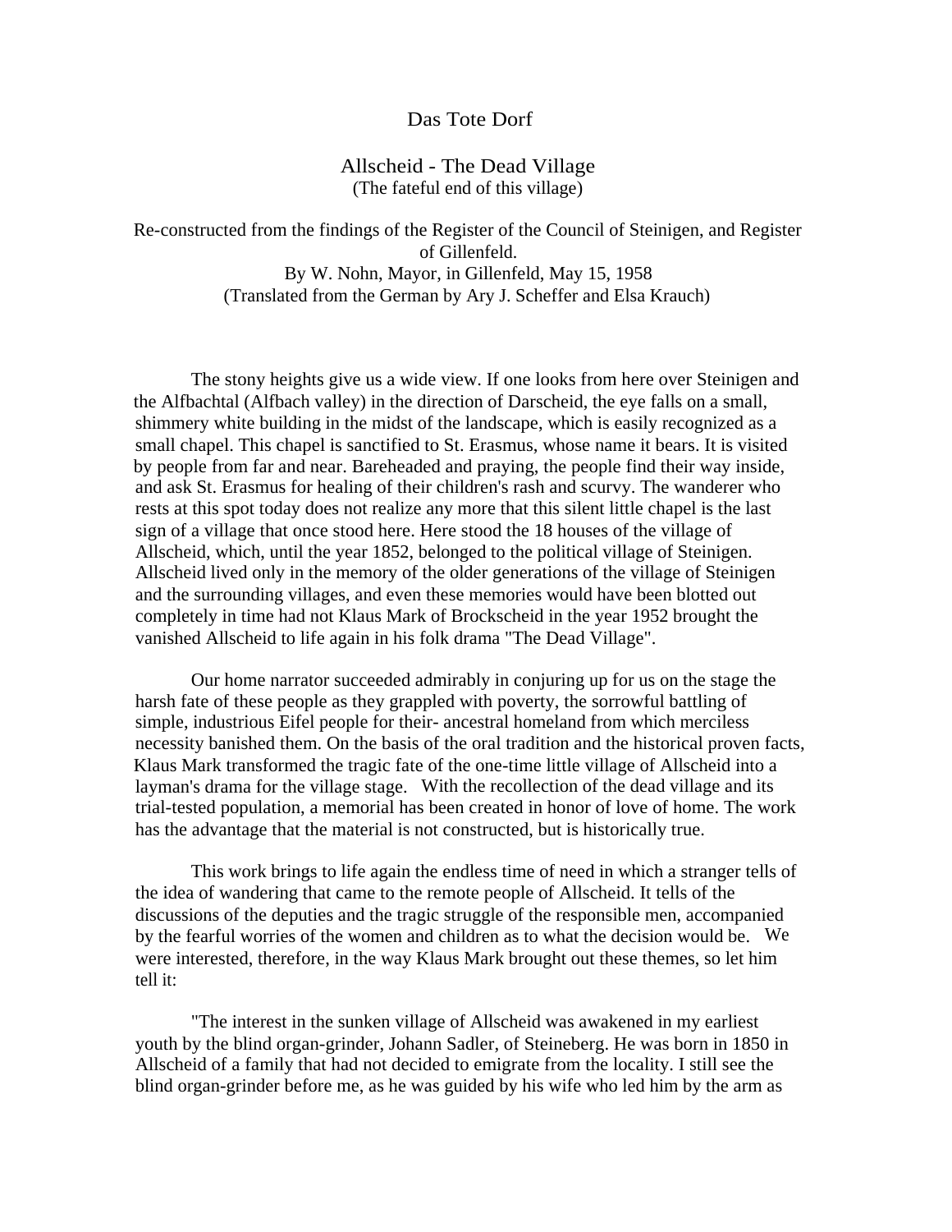# Das Tote Dorf

## Allscheid - The Dead Village
(The fateful end of this village)

Re-constructed from the findings of the Register of the Council of Steinigen, and Register of Gillenfeld.
By W. Nohn, Mayor, in Gillenfeld, May 15, 1958
(Translated from the German by Ary J. Scheffer and Elsa Krauch)

The stony heights give us a wide view. If one looks from here over Steinigen and the Alfbachtal (Alfbach valley) in the direction of Darscheid, the eye falls on a small, shimmery white building in the midst of the landscape, which is easily recognized as a small chapel. This chapel is sanctified to St. Erasmus, whose name it bears. It is visited by people from far and near. Bareheaded and praying, the people find their way inside, and ask St. Erasmus for healing of their children's rash and scurvy. The wanderer who rests at this spot today does not realize any more that this silent little chapel is the last sign of a village that once stood here. Here stood the 18 houses of the village of Allscheid, which, until the year 1852, belonged to the political village of Steinigen. Allscheid lived only in the memory of the older generations of the village of Steinigen and the surrounding villages, and even these memories would have been blotted out completely in time had not Klaus Mark of Brockscheid in the year 1952 brought the vanished Allscheid to life again in his folk drama "The Dead Village".

Our home narrator succeeded admirably in conjuring up for us on the stage the harsh fate of these people as they grappled with poverty, the sorrowful battling of simple, industrious Eifel people for their- ancestral homeland from which merciless necessity banished them. On the basis of the oral tradition and the historical proven facts, Klaus Mark transformed the tragic fate of the one-time little village of Allscheid into a layman's drama for the village stage. With the recollection of the dead village and its trial-tested population, a memorial has been created in honor of love of home. The work has the advantage that the material is not constructed, but is historically true.

This work brings to life again the endless time of need in which a stranger tells of the idea of wandering that came to the remote people of Allscheid. It tells of the discussions of the deputies and the tragic struggle of the responsible men, accompanied by the fearful worries of the women and children as to what the decision would be. We were interested, therefore, in the way Klaus Mark brought out these themes, so let him tell it:

"The interest in the sunken village of Allscheid was awakened in my earliest youth by the blind organ-grinder, Johann Sadler, of Steineberg. He was born in 1850 in Allscheid of a family that had not decided to emigrate from the locality. I still see the blind organ-grinder before me, as he was guided by his wife who led him by the arm as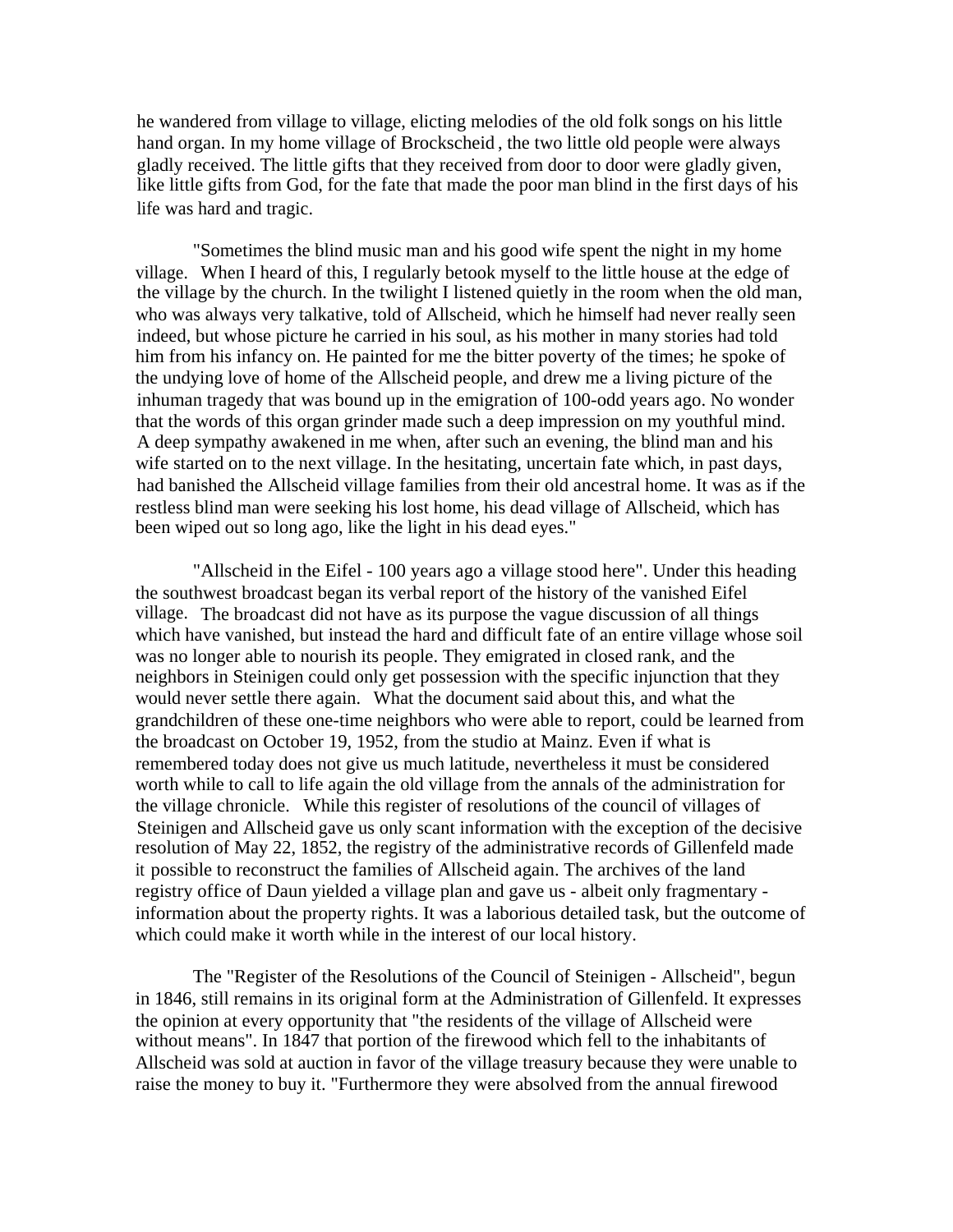he wandered from village to village, elicting melodies of the old folk songs on his little hand organ. In my home village of Brockscheid, the two little old people were always gladly received. The little gifts that they received from door to door were gladly given, like little gifts from God, for the fate that made the poor man blind in the first days of his life was hard and tragic.

"Sometimes the blind music man and his good wife spent the night in my home village. When I heard of this, I regularly betook myself to the little house at the edge of the village by the church. In the twilight I listened quietly in the room when the old man, who was always very talkative, told of Allscheid, which he himself had never really seen indeed, but whose picture he carried in his soul, as his mother in many stories had told him from his infancy on. He painted for me the bitter poverty of the times; he spoke of the undying love of home of the Allscheid people, and drew me a living picture of the inhuman tragedy that was bound up in the emigration of 100-odd years ago. No wonder that the words of this organ grinder made such a deep impression on my youthful mind. A deep sympathy awakened in me when, after such an evening, the blind man and his wife started on to the next village. In the hesitating, uncertain fate which, in past days, had banished the Allscheid village families from their old ancestral home. It was as if the restless blind man were seeking his lost home, his dead village of Allscheid, which has been wiped out so long ago, like the light in his dead eyes."

"Allscheid in the Eifel - 100 years ago a village stood here". Under this heading the southwest broadcast began its verbal report of the history of the vanished Eifel village. The broadcast did not have as its purpose the vague discussion of all things which have vanished, but instead the hard and difficult fate of an entire village whose soil was no longer able to nourish its people. They emigrated in closed rank, and the neighbors in Steinigen could only get possession with the specific injunction that they would never settle there again. What the document said about this, and what the grandchildren of these one-time neighbors who were able to report, could be learned from the broadcast on October 19, 1952, from the studio at Mainz. Even if what is remembered today does not give us much latitude, nevertheless it must be considered worth while to call to life again the old village from the annals of the administration for the village chronicle. While this register of resolutions of the council of villages of Steinigen and Allscheid gave us only scant information with the exception of the decisive resolution of May 22, 1852, the registry of the administrative records of Gillenfeld made it possible to reconstruct the families of Allscheid again. The archives of the land registry office of Daun yielded a village plan and gave us - albeit only fragmentary - information about the property rights. It was a laborious detailed task, but the outcome of which could make it worth while in the interest of our local history.

The "Register of the Resolutions of the Council of Steinigen - Allscheid", begun in 1846, still remains in its original form at the Administration of Gillenfeld. It expresses the opinion at every opportunity that "the residents of the village of Allscheid were without means". In 1847 that portion of the firewood which fell to the inhabitants of Allscheid was sold at auction in favor of the village treasury because they were unable to raise the money to buy it. "Furthermore they were absolved from the annual firewood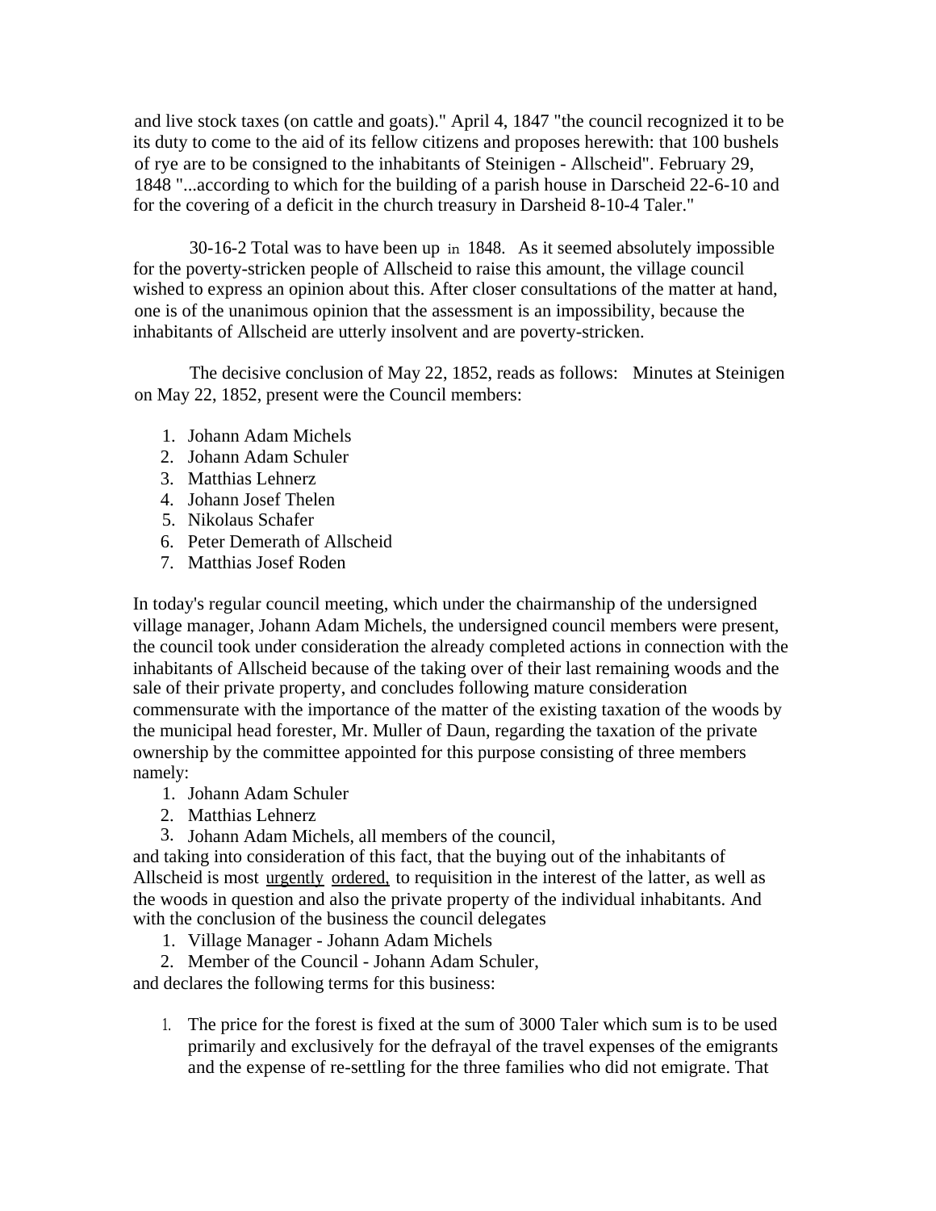and live stock taxes (on cattle and goats)." April 4, 1847 "the council recognized it to be its duty to come to the aid of its fellow citizens and proposes herewith: that 100 bushels of rye are to be consigned to the inhabitants of Steinigen - Allscheid". February 29, 1848 "...according to which for the building of a parish house in Darscheid 22-6-10 and for the covering of a deficit in the church treasury in Darsheid 8-10-4 Taler."

30-16-2 Total was to have been up in 1848. As it seemed absolutely impossible for the poverty-stricken people of Allscheid to raise this amount, the village council wished to express an opinion about this. After closer consultations of the matter at hand, one is of the unanimous opinion that the assessment is an impossibility, because the inhabitants of Allscheid are utterly insolvent and are poverty-stricken.

The decisive conclusion of May 22, 1852, reads as follows: Minutes at Steinigen on May 22, 1852, present were the Council members:

1. Johann Adam Michels
2. Johann Adam Schuler
3. Matthias Lehnerz
4. Johann Josef Thelen
5. Nikolaus Schafer
6. Peter Demerath of Allscheid
7. Matthias Josef Roden

In today's regular council meeting, which under the chairmanship of the undersigned village manager, Johann Adam Michels, the undersigned council members were present, the council took under consideration the already completed actions in connection with the inhabitants of Allscheid because of the taking over of their last remaining woods and the sale of their private property, and concludes following mature consideration commensurate with the importance of the matter of the existing taxation of the woods by the municipal head forester, Mr. Muller of Daun, regarding the taxation of the private ownership by the committee appointed for this purpose consisting of three members namely:

1. Johann Adam Schuler
2. Matthias Lehnerz
3. Johann Adam Michels, all members of the council,

and taking into consideration of this fact, that the buying out of the inhabitants of Allscheid is most <u>urgently</u> <u>ordered,</u> to requisition in the interest of the latter, as well as the woods in question and also the private property of the individual inhabitants. And with the conclusion of the business the council delegates

1. Village Manager - Johann Adam Michels
2. Member of the Council - Johann Adam Schuler,

and declares the following terms for this business:

1. The price for the forest is fixed at the sum of 3000 Taler which sum is to be used primarily and exclusively for the defrayal of the travel expenses of the emigrants and the expense of re-settling for the three families who did not emigrate. That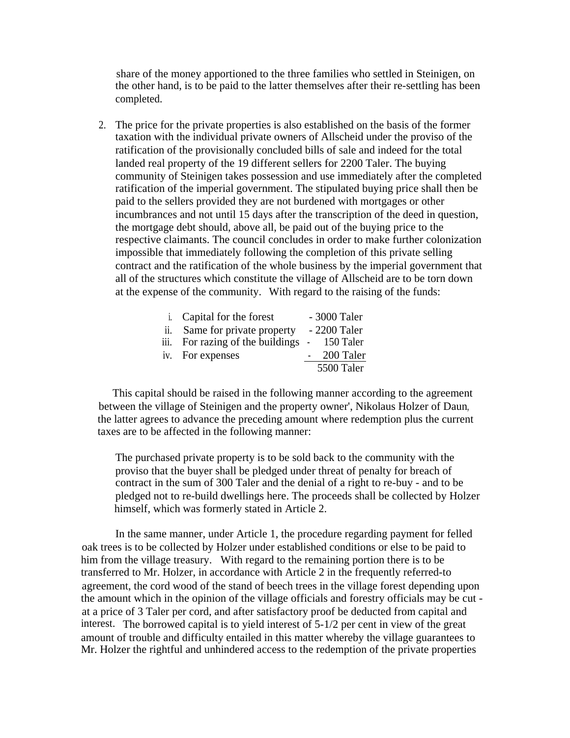share of the money apportioned to the three families who settled in Steinigen, on the other hand, is to be paid to the latter themselves after their re-settling has been completed.

2. The price for the private properties is also established on the basis of the former taxation with the individual private owners of Allscheid under the proviso of the ratification of the provisionally concluded bills of sale and indeed for the total landed real property of the 19 different sellers for 2200 Taler. The buying community of Steinigen takes possession and use immediately after the completed ratification of the imperial government. The stipulated buying price shall then be paid to the sellers provided they are not burdened with mortgages or other incumbrances and not until 15 days after the transcription of the deed in question, the mortgage debt should, above all, be paid out of the buying price to the respective claimants. The council concludes in order to make further colonization impossible that immediately following the completion of this private selling contract and the ratification of the whole business by the imperial government that all of the structures which constitute the village of Allscheid are to be torn down at the expense of the community. With regard to the raising of the funds:

| | | |
|---|---|---|
| i. | Capital for the forest | - 3000 Taler |
| ii. | Same for private property | - 2200 Taler |
| iii. | For razing of the buildings | - 150 Taler |
| iv. | For expenses | - 200 Taler |
| | | 5500 Taler |

This capital should be raised in the following manner according to the agreement between the village of Steinigen and the property owner', Nikolaus Holzer of Daun, the latter agrees to advance the preceding amount where redemption plus the current taxes are to be affected in the following manner:

The purchased private property is to be sold back to the community with the proviso that the buyer shall be pledged under threat of penalty for breach of contract in the sum of 300 Taler and the denial of a right to re-buy - and to be pledged not to re-build dwellings here. The proceeds shall be collected by Holzer himself, which was formerly stated in Article 2.

In the same manner, under Article 1, the procedure regarding payment for felled oak trees is to be collected by Holzer under established conditions or else to be paid to him from the village treasury. With regard to the remaining portion there is to be transferred to Mr. Holzer, in accordance with Article 2 in the frequently referred-to agreement, the cord wood of the stand of beech trees in the village forest depending upon the amount which in the opinion of the village officials and forestry officials may be cut - at a price of 3 Taler per cord, and after satisfactory proof be deducted from capital and interest. The borrowed capital is to yield interest of 5-1/2 per cent in view of the great amount of trouble and difficulty entailed in this matter whereby the village guarantees to Mr. Holzer the rightful and unhindered access to the redemption of the private properties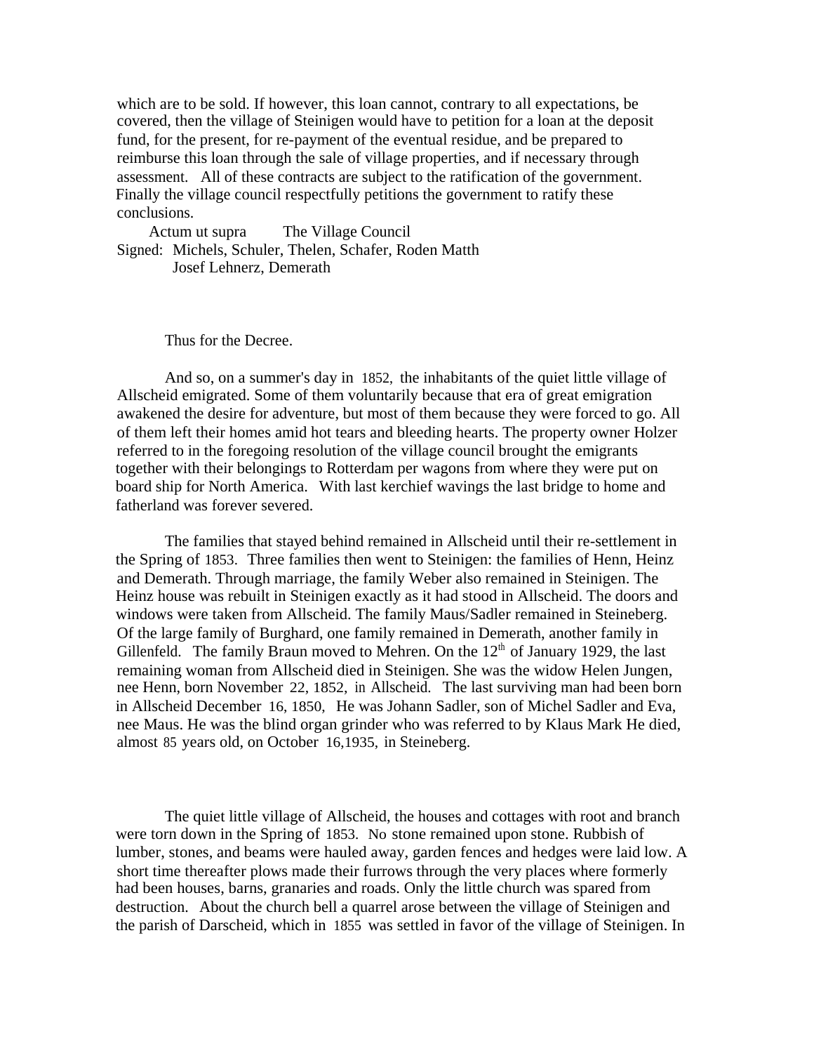which are to be sold. If however, this loan cannot, contrary to all expectations, be covered, then the village of Steinigen would have to petition for a loan at the deposit fund, for the present, for re-payment of the eventual residue, and be prepared to reimburse this loan through the sale of village properties, and if necessary through assessment. All of these contracts are subject to the ratification of the government. Finally the village council respectfully petitions the government to ratify these conclusions.

Actum ut supra The Village Council
Signed: Michels, Schuler, Thelen, Schafer, Roden Matth
Josef Lehnerz, Demerath

Thus for the Decree.

And so, on a summer's day in 1852, the inhabitants of the quiet little village of Allscheid emigrated. Some of them voluntarily because that era of great emigration awakened the desire for adventure, but most of them because they were forced to go. All of them left their homes amid hot tears and bleeding hearts. The property owner Holzer referred to in the foregoing resolution of the village council brought the emigrants together with their belongings to Rotterdam per wagons from where they were put on board ship for North America. With last kerchief wavings the last bridge to home and fatherland was forever severed.

The families that stayed behind remained in Allscheid until their re-settlement in the Spring of 1853. Three families then went to Steinigen: the families of Henn, Heinz and Demerath. Through marriage, the family Weber also remained in Steinigen. The Heinz house was rebuilt in Steinigen exactly as it had stood in Allscheid. The doors and windows were taken from Allscheid. The family Maus/Sadler remained in Steineberg. Of the large family of Burghard, one family remained in Demerath, another family in Gillenfeld. The family Braun moved to Mehren. On the 12th of January 1929, the last remaining woman from Allscheid died in Steinigen. She was the widow Helen Jungen, nee Henn, born November 22, 1852, in Allscheid. The last surviving man had been born in Allscheid December 16, 1850, He was Johann Sadler, son of Michel Sadler and Eva, nee Maus. He was the blind organ grinder who was referred to by Klaus Mark He died, almost 85 years old, on October 16,1935, in Steineberg.

The quiet little village of Allscheid, the houses and cottages with root and branch were torn down in the Spring of 1853. No stone remained upon stone. Rubbish of lumber, stones, and beams were hauled away, garden fences and hedges were laid low. A short time thereafter plows made their furrows through the very places where formerly had been houses, barns, granaries and roads. Only the little church was spared from destruction. About the church bell a quarrel arose between the village of Steinigen and the parish of Darscheid, which in 1855 was settled in favor of the village of Steinigen. In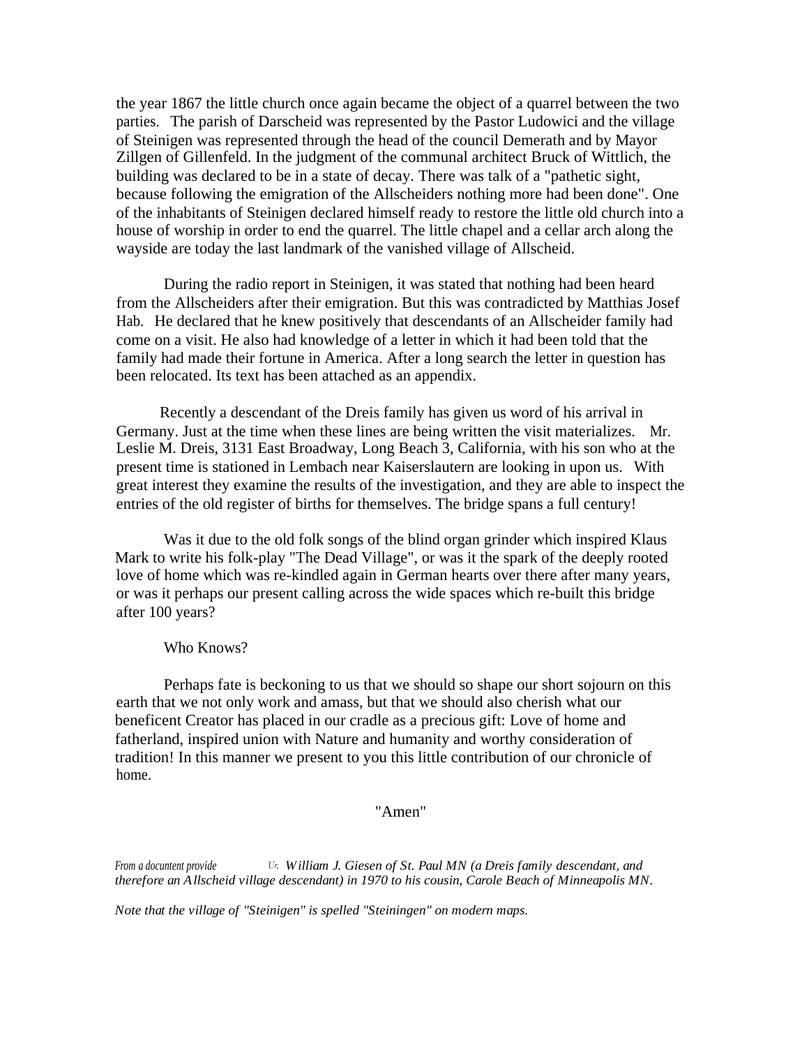the year 1867 the little church once again became the object of a quarrel between the two parties. The parish of Darscheid was represented by the Pastor Ludowici and the village of Steinigen was represented through the head of the council Demerath and by Mayor Zillgen of Gillenfeld. In the judgment of the communal architect Bruck of Wittlich, the building was declared to be in a state of decay. There was talk of a "pathetic sight, because following the emigration of the Allscheiders nothing more had been done". One of the inhabitants of Steinigen declared himself ready to restore the little old church into a house of worship in order to end the quarrel. The little chapel and a cellar arch along the wayside are today the last landmark of the vanished village of Allscheid.

During the radio report in Steinigen, it was stated that nothing had been heard from the Allscheiders after their emigration. But this was contradicted by Matthias Josef Hab. He declared that he knew positively that descendants of an Allscheider family had come on a visit. He also had knowledge of a letter in which it had been told that the family had made their fortune in America. After a long search the letter in question has been relocated. Its text has been attached as an appendix.

Recently a descendant of the Dreis family has given us word of his arrival in Germany. Just at the time when these lines are being written the visit materializes. Mr. Leslie M. Dreis, 3131 East Broadway, Long Beach 3, California, with his son who at the present time is stationed in Lembach near Kaiserslautern are looking in upon us. With great interest they examine the results of the investigation, and they are able to inspect the entries of the old register of births for themselves. The bridge spans a full century!

Was it due to the old folk songs of the blind organ grinder which inspired Klaus Mark to write his folk-play "The Dead Village", or was it the spark of the deeply rooted love of home which was re-kindled again in German hearts over there after many years, or was it perhaps our present calling across the wide spaces which re-built this bridge after 100 years?

Who Knows?

Perhaps fate is beckoning to us that we should so shape our short sojourn on this earth that we not only work and amass, but that we should also cherish what our beneficent Creator has placed in our cradle as a precious gift: Love of home and fatherland, inspired union with Nature and humanity and worthy consideration of tradition! In this manner we present to you this little contribution of our chronicle of home.

"Amen"

*From a docuntent provide Ur, William J. Giesen of St. Paul MN (a Dreis family descendant, and therefore an Allscheid village descendant) in 1970 to his cousin, Carole Beach of Minneapolis MN.*

*Note that the village of "Steinigen" is spelled "Steiningen" on modern maps.*